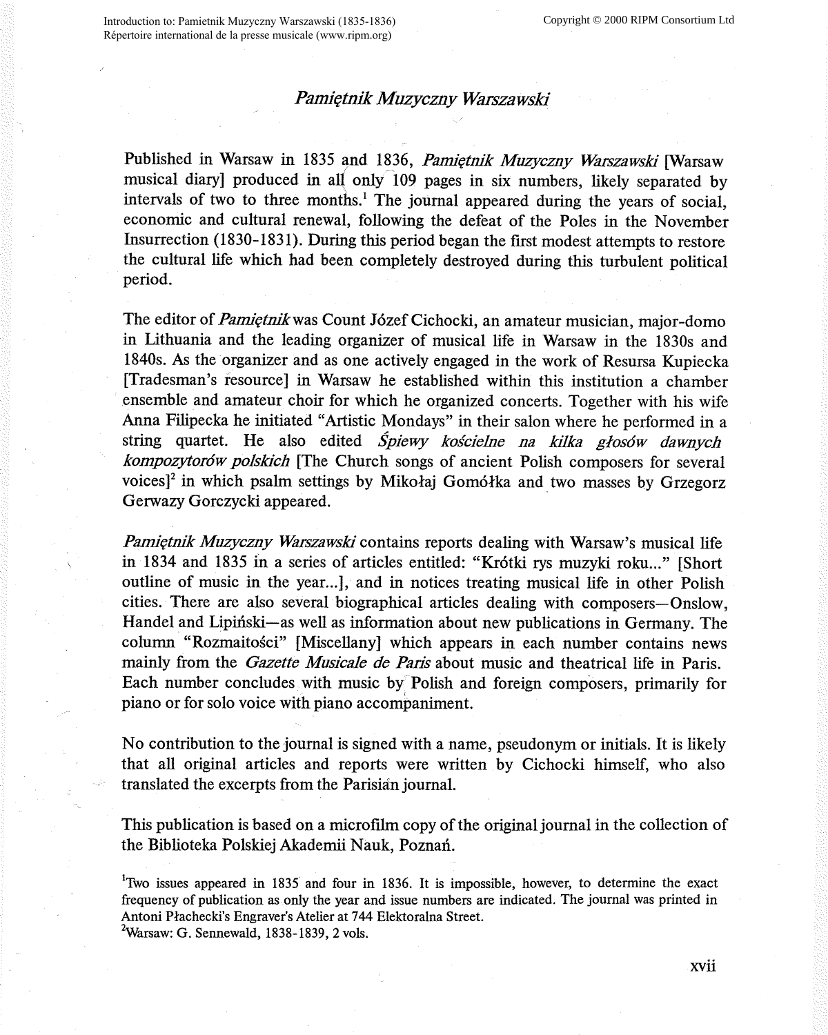# *Pamiętnik Muzyczny Warszawski*

Published in Warsaw in 1835 and 1836, *Pamiętnik Muzyczny Warszawski* [Warsaw musical diary] produced in all only 109 pages in six numbers, likely separated by intervals of two to three months.[1] The journal appeared during the years of social, economic and cultural renewal, following the defeat of the Poles in the November Insurrection (1830-1831). During this period began the first modest attempts to restore the cultural life which had been completely destroyed during this turbulent political period.

The editor of *Pamiętnik* was Count Józef Cichocki, an amateur musician, major-domo in Lithuania and the leading organizer of musical life in Warsaw in the 1830s and 1840s. As the organizer and as one actively engaged in the work of Resursa Kupiecka [Tradesman's resource] in Warsaw he established within this institution a chamber ensemble and amateur choir for which he organized concerts. Together with his wife Anna Filipecka he initiated "Artistic Mondays" in their salon where he performed in a string quartet. He also edited *Śpiewy kościelne na kilka głosów dawnych kompozytorów polskich* [The Church songs of ancient Polish composers for several voices][2] in which psalm settings by Mikołaj Gomółka and two masses by Grzegorz Gerwazy Gorczycki appeared.

*Pamiętnik Muzyczny Warszawski* contains reports dealing with Warsaw's musical life in 1834 and 1835 in a series of articles entitled: "Krótki rys muzyki roku..." [Short outline of music in the year...], and in notices treating musical life in other Polish cities. There are also several biographical articles dealing with composers—Onslow, Handel and Lipiński—as well as information about new publications in Germany. The column "Rozmaitości" [Miscellany] which appears in each number contains news mainly from the *Gazette Musicale de Paris* about music and theatrical life in Paris. Each number concludes with music by Polish and foreign composers, primarily for piano or for solo voice with piano accompaniment.

No contribution to the journal is signed with a name, pseudonym or initials. It is likely that all original articles and reports were written by Cichocki himself, who also translated the excerpts from the Parisian journal.

This publication is based on a microfilm copy of the original journal in the collection of the Biblioteka Polskiej Akademii Nauk, Poznań.

[1] Two issues appeared in 1835 and four in 1836. It is impossible, however, to determine the exact frequency of publication as only the year and issue numbers are indicated. The journal was printed in Antoni Płachecki's Engraver's Atelier at 744 Elektoralna Street.

[2] Warsaw: G. Sennewald, 1838-1839, 2 vols.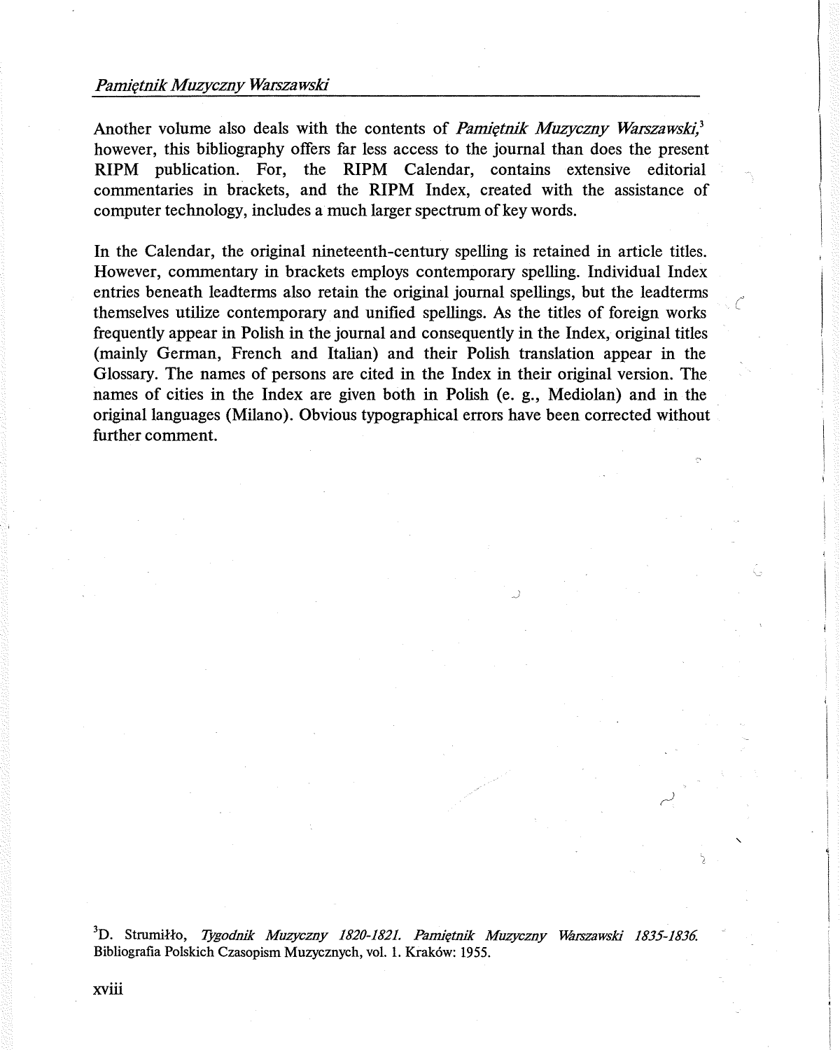Another volume also deals with the contents of *Pamiętnik Muzyczny Warszawski,*[3] however, this bibliography offers far less access to the journal than does the present RIPM publication. For, the RIPM Calendar, contains extensive editorial commentaries in brackets, and the RIPM Index, created with the assistance of computer technology, includes a much larger spectrum of key words.

In the Calendar, the original nineteenth-century spelling is retained in article titles. However, commentary in brackets employs contemporary spelling. Individual Index entries beneath leadterms also retain the original journal spellings, but the leadterms themselves utilize contemporary and unified spellings. As the titles of foreign works frequently appear in Polish in the journal and consequently in the Index, original titles (mainly German, French and Italian) and their Polish translation appear in the Glossary. The names of persons are cited in the Index in their original version. The names of cities in the Index are given both in Polish (e. g., Mediolan) and in the original languages (Milano). Obvious typographical errors have been corrected without further comment.

[3]D. Strumiłło, *Tygodnik Muzyczny 1820-1821. Pamiętnik Muzyczny Warszawski 1835-1836.* Bibliografia Polskich Czasopism Muzycznych, vol. 1. Kraków: 1955.